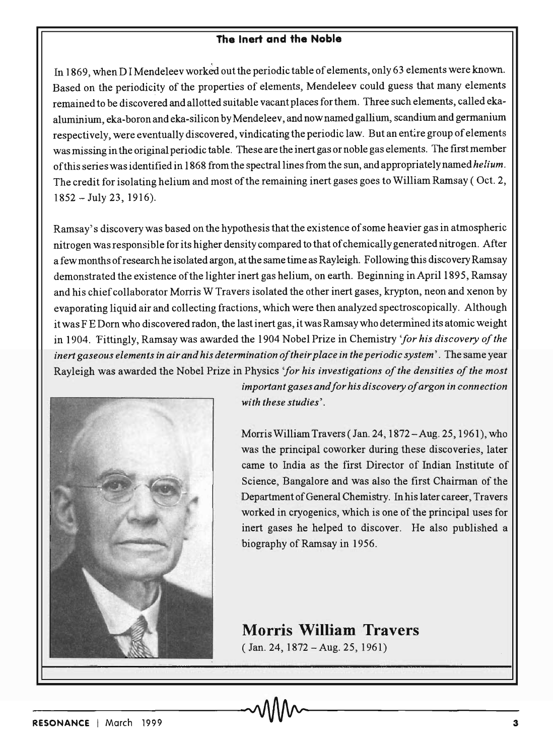## The Inert and the Noble

In 1869, when D I Mendeleev worked out the periodic table of elements, only 63 elements were known. Based on the periodicity of the properties of elements, Mendeleev could guess that many elements remained to be discovered and allotted suitable vacant places for them. Three such elements, called eka-aluminium, eka-boron and eka-silicon by Mendeleev, and now named gallium, scandium and germanium respectively, were eventually discovered, vindicating the periodic law. But an entire group of elements was missing in the original periodic table. These are the inert gas or noble gas elements. The first member of this series was identified in 1868 from the spectral lines from the sun, and appropriately named *helium*. The credit for isolating helium and most of the remaining inert gases goes to William Ramsay ( Oct. 2, 1852 – July 23, 1916).

Ramsay's discovery was based on the hypothesis that the existence of some heavier gas in atmospheric nitrogen was responsible for its higher density compared to that of chemically generated nitrogen. After a few months of research he isolated argon, at the same time as Rayleigh. Following this discovery Ramsay demonstrated the existence of the lighter inert gas helium, on earth. Beginning in April 1895, Ramsay and his chief collaborator Morris W Travers isolated the other inert gases, krypton, neon and xenon by evaporating liquid air and collecting fractions, which were then analyzed spectroscopically. Although it was F E Dorn who discovered radon, the last inert gas, it was Ramsay who determined its atomic weight in 1904. Fittingly, Ramsay was awarded the 1904 Nobel Prize in Chemistry *'for his discovery of the inert gaseous elements in air and his determination of their place in the periodic system'*. The same year Rayleigh was awarded the Nobel Prize in Physics *'for his investigations of the densities of the most important gases and for his discovery of argon in connection with these studies'*.

Morris William Travers ( Jan. 24, 1872 – Aug. 25, 1961), who was the principal coworker during these discoveries, later came to India as the first Director of Indian Institute of Science, Bangalore and was also the first Chairman of the Department of General Chemistry. In his later career, Travers worked in cryogenics, which is one of the principal uses for inert gases he helped to discover. He also published a biography of Ramsay in 1956.

**Morris William Travers**

( Jan. 24, 1872 – Aug. 25, 1961)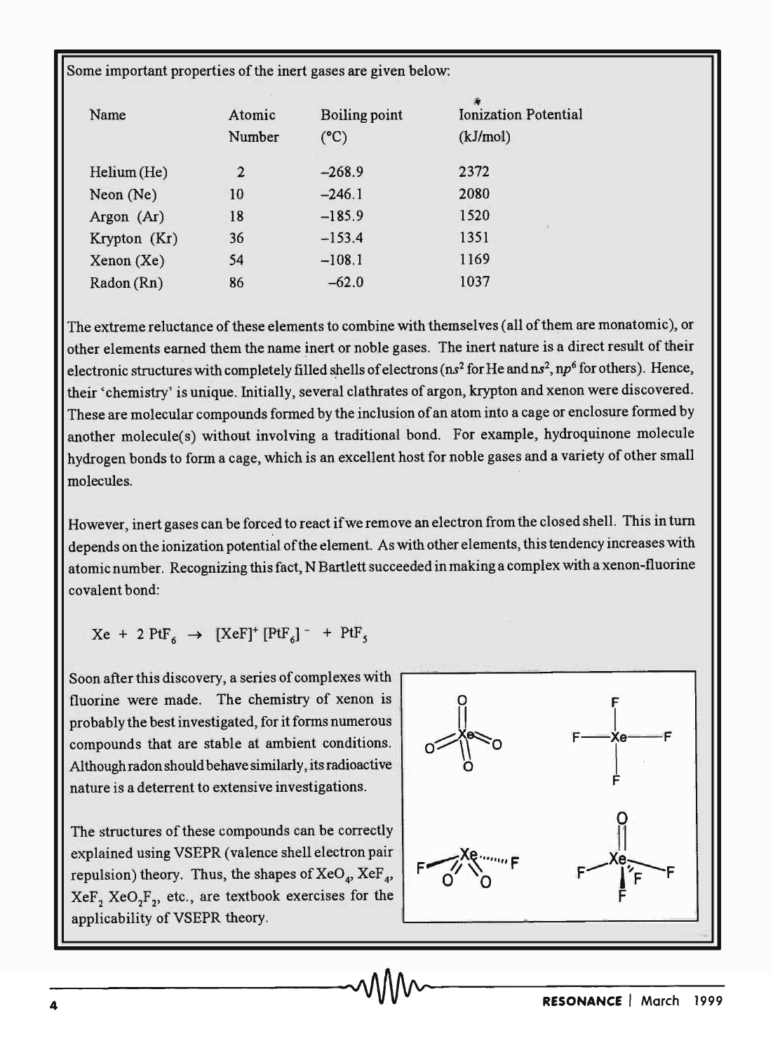Some important properties of the inert gases are given below:

| Name | Atomic Number | Boiling point (°C) | Ionization Potential (kJ/mol) |
|---|---|---|---|
| Helium (He) | 2 | −268.9 | 2372 |
| Neon (Ne) | 10 | −246.1 | 2080 |
| Argon (Ar) | 18 | −185.9 | 1520 |
| Krypton (Kr) | 36 | −153.4 | 1351 |
| Xenon (Xe) | 54 | −108.1 | 1169 |
| Radon (Rn) | 86 | −62.0 | 1037 |

The extreme reluctance of these elements to combine with themselves (all of them are monatomic), or other elements earned them the name inert or noble gases. The inert nature is a direct result of their electronic structures with completely filled shells of electrons ($ns^2$ for He and $ns^2$, $np^6$ for others). Hence, their 'chemistry' is unique. Initially, several clathrates of argon, krypton and xenon were discovered. These are molecular compounds formed by the inclusion of an atom into a cage or enclosure formed by another molecule(s) without involving a traditional bond. For example, hydroquinone molecule hydrogen bonds to form a cage, which is an excellent host for noble gases and a variety of other small molecules.

However, inert gases can be forced to react if we remove an electron from the closed shell. This in turn depends on the ionization potential of the element. As with other elements, this tendency increases with atomic number. Recognizing this fact, N Bartlett succeeded in making a complex with a xenon-fluorine covalent bond:

$$Xe + 2\,PtF_6 \rightarrow [XeF]^+[PtF_6]^- + PtF_5$$

Soon after this discovery, a series of complexes with fluorine were made. The chemistry of xenon is probably the best investigated, for it forms numerous compounds that are stable at ambient conditions. Although radon should behave similarly, its radioactive nature is a deterrent to extensive investigations.

The structures of these compounds can be correctly explained using VSEPR (valence shell electron pair repulsion) theory. Thus, the shapes of $XeO_4$, $XeF_4$, $XeF_2$ $XeO_2F_2$, etc., are textbook exercises for the applicability of VSEPR theory.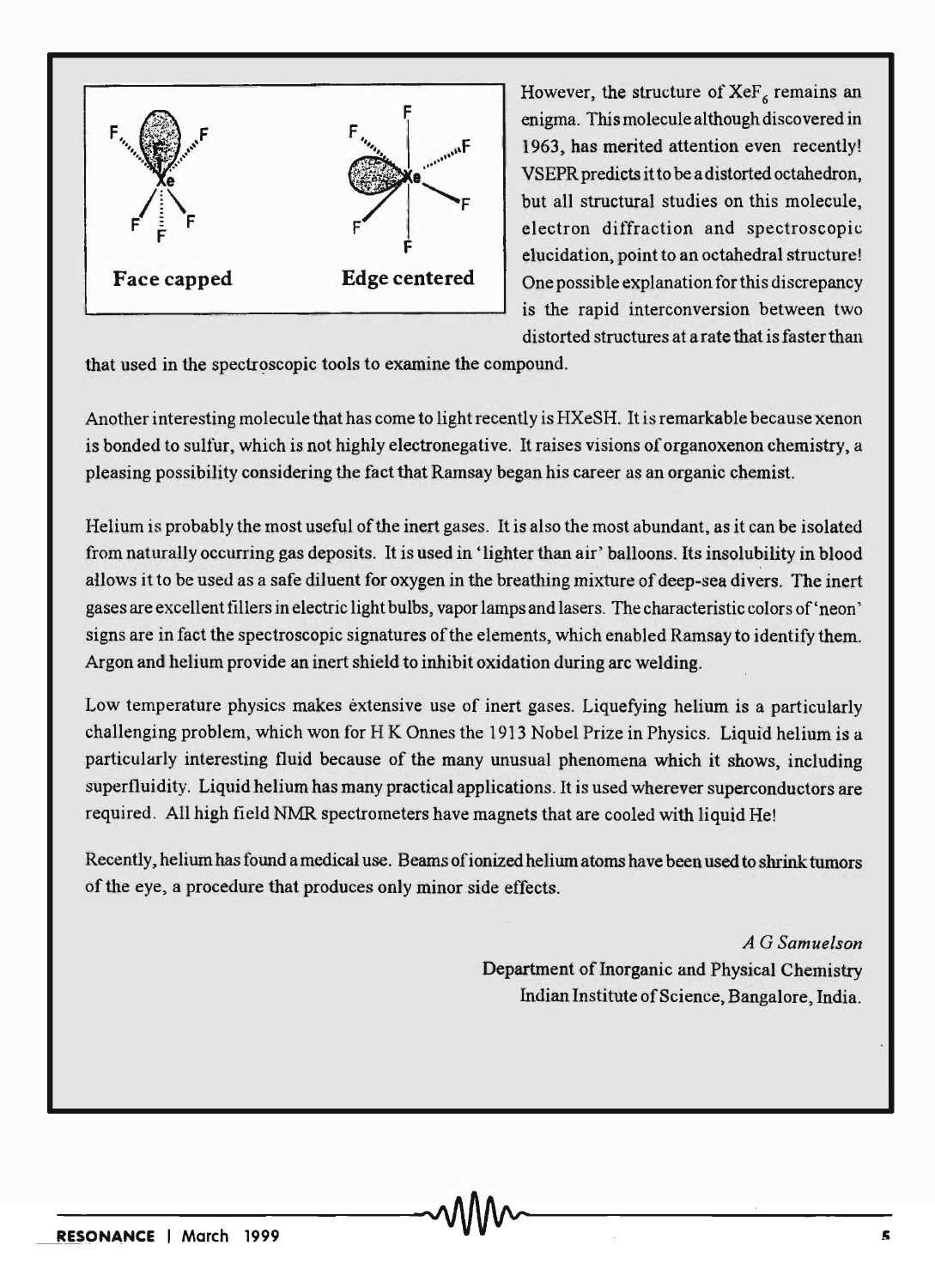Face capped

Edge centered

However, the structure of $XeF_6$ remains an enigma. This molecule although discovered in 1963, has merited attention even recently! VSEPR predicts it to be a distorted octahedron, but all structural studies on this molecule, electron diffraction and spectroscopic elucidation, point to an octahedral structure! One possible explanation for this discrepancy is the rapid interconversion between two distorted structures at a rate that is faster than that used in the spectroscopic tools to examine the compound.

Another interesting molecule that has come to light recently is HXeSH. It is remarkable because xenon is bonded to sulfur, which is not highly electronegative. It raises visions of organoxenon chemistry, a pleasing possibility considering the fact that Ramsay began his career as an organic chemist.

Helium is probably the most useful of the inert gases. It is also the most abundant, as it can be isolated from naturally occurring gas deposits. It is used in 'lighter than air' balloons. Its insolubility in blood allows it to be used as a safe diluent for oxygen in the breathing mixture of deep-sea divers. The inert gases are excellent fillers in electric light bulbs, vapor lamps and lasers. The characteristic colors of 'neon' signs are in fact the spectroscopic signatures of the elements, which enabled Ramsay to identify them. Argon and helium provide an inert shield to inhibit oxidation during arc welding.

Low temperature physics makes extensive use of inert gases. Liquefying helium is a particularly challenging problem, which won for H K Onnes the 1913 Nobel Prize in Physics. Liquid helium is a particularly interesting fluid because of the many unusual phenomena which it shows, including superfluidity. Liquid helium has many practical applications. It is used wherever superconductors are required. All high field NMR spectrometers have magnets that are cooled with liquid He!

Recently, helium has found a medical use. Beams of ionized helium atoms have been used to shrink tumors of the eye, a procedure that produces only minor side effects.

*A G Samuelson*
Department of Inorganic and Physical Chemistry
Indian Institute of Science, Bangalore, India.